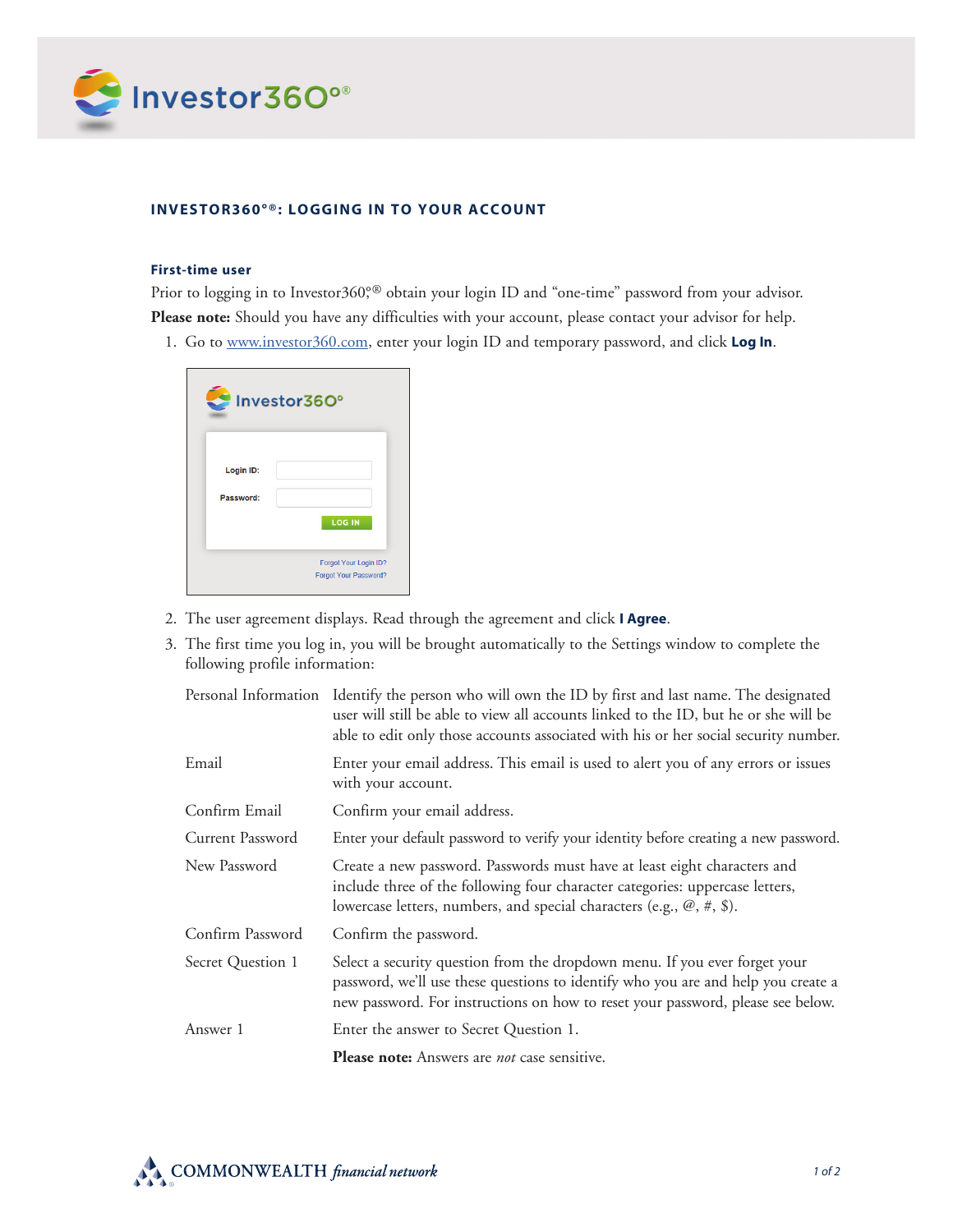# INVESTOR360°®: LOGGING IN TO YOUR ACCOUNT

## First-time user

Prior to logging in to Investor360°,® obtain your login ID and "one-time" password from your advisor.

**Please note:** Should you have any difficulties with your account, please contact your advisor for help.

1. Go to www.investor360.com, enter your login ID and temporary password, and click **Log In**.

2. The user agreement displays. Read through the agreement and click **I Agree**.
3. The first time you log in, you will be brought automatically to the Settings window to complete the following profile information:

| | |
|---|---|
| Personal Information | Identify the person who will own the ID by first and last name. The designated user will still be able to view all accounts linked to the ID, but he or she will be able to edit only those accounts associated with his or her social security number. |
| Email | Enter your email address. This email is used to alert you of any errors or issues with your account. |
| Confirm Email | Confirm your email address. |
| Current Password | Enter your default password to verify your identity before creating a new password. |
| New Password | Create a new password. Passwords must have at least eight characters and include three of the following four character categories: uppercase letters, lowercase letters, numbers, and special characters (e.g., @, #, $). |
| Confirm Password | Confirm the password. |
| Secret Question 1 | Select a security question from the dropdown menu. If you ever forget your password, we'll use these questions to identify who you are and help you create a new password. For instructions on how to reset your password, please see below. |
| Answer 1 | Enter the answer to Secret Question 1. **Please note:** Answers are *not* case sensitive. |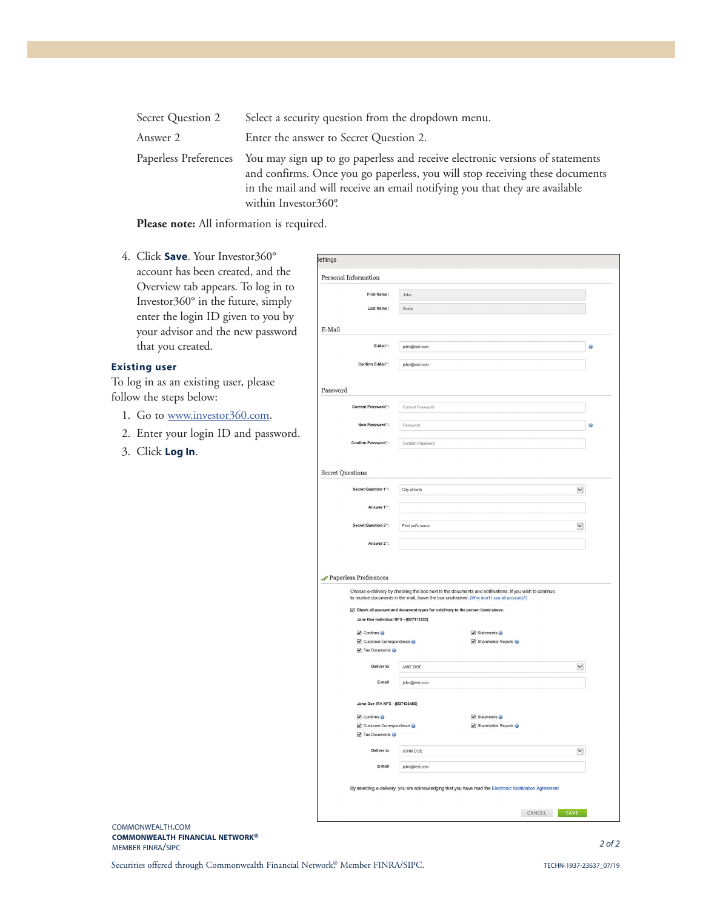| | |
|---|---|
| Secret Question 2 | Select a security question from the dropdown menu. |
| Answer 2 | Enter the answer to Secret Question 2. |
| Paperless Preferences | You may sign up to go paperless and receive electronic versions of statements and confirms. Once you go paperless, you will stop receiving these documents in the mail and will receive an email notifying you that they are available within Investor360°. |

**Please note:** All information is required.

4. Click **Save**. Your Investor360° account has been created, and the Overview tab appears. To log in to Investor360° in the future, simply enter the login ID given to you by your advisor and the new password that you created.

Settings

Personal Information

First Name: John

Last Name: Smith

E-Mail

E-Mail*: john@test.com

Confirm E-Mail*: john@test.com

Password

Current Password*: Current Password

New Password*: Password

Confirm Password*: Confirm Password

Secret Questions

Secret Question 1*: City of birth

Answer 1*:

Secret Question 2*: First pet's name

Answer 2*:

Paperless Preferences

Choose e-delivery by checking the box next to the documents and notifications. If you wish to continue to receive documents in the mail, leave the box unchecked. (Why don't I see all accounts?)

Check all account and document types for e-delivery to the person listed above.

Jane Doe Individual NFS - (B37111222)

Confirms

Statements

Customer Correspondence

Shareholder Reports

Tax Documents

Deliver to: JANE DOE

E-mail: john@test.com

John Doe IRA NFS - (B37123456)

Confirms

Statements

Customer Correspondence

Shareholder Reports

Tax Documents

Deliver to: JOHN DOE

E-mail: john@test.com

By selecting e-delivery, you are acknowledging that you have read the Electronic Notification Agreement.

CANCEL SAVE

### Existing user

To log in as an existing user, please follow the steps below:

1. Go to www.investor360.com.
2. Enter your login ID and password.
3. Click **Log In**.

COMMONWEALTH.COM
**COMMONWEALTH FINANCIAL NETWORK®**
MEMBER FINRA/SIPC

Securities offered through Commonwealth Financial Network®, Member FINRA/SIPC.

TECHN-1937-23637_07/19